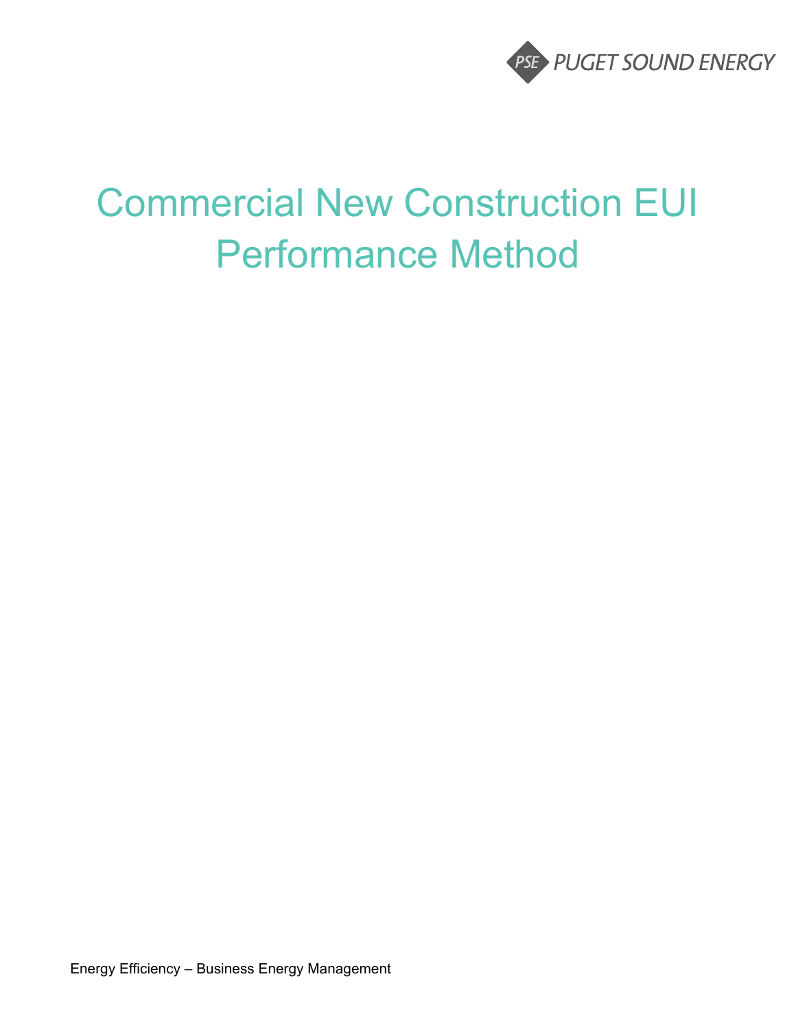PUGET SOUND ENERGY

# Commercial New Construction EUI Performance Method

Energy Efficiency – Business Energy Management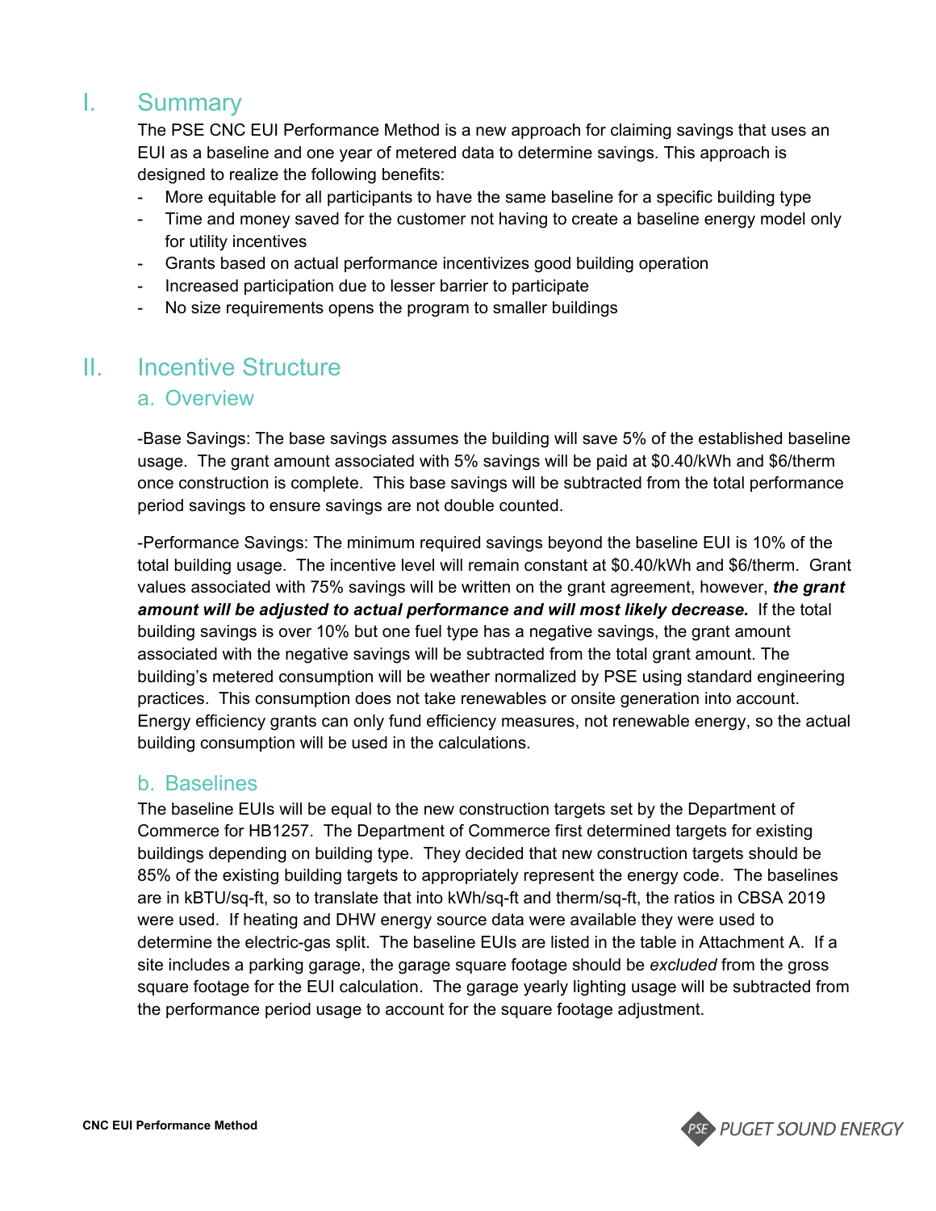# I. Summary

The PSE CNC EUI Performance Method is a new approach for claiming savings that uses an EUI as a baseline and one year of metered data to determine savings. This approach is designed to realize the following benefits:

- More equitable for all participants to have the same baseline for a specific building type
- Time and money saved for the customer not having to create a baseline energy model only for utility incentives
- Grants based on actual performance incentivizes good building operation
- Increased participation due to lesser barrier to participate
- No size requirements opens the program to smaller buildings

# II. Incentive Structure

## a. Overview

-Base Savings: The base savings assumes the building will save 5% of the established baseline usage. The grant amount associated with 5% savings will be paid at $0.40/kWh and $6/therm once construction is complete. This base savings will be subtracted from the total performance period savings to ensure savings are not double counted.

-Performance Savings: The minimum required savings beyond the baseline EUI is 10% of the total building usage. The incentive level will remain constant at $0.40/kWh and $6/therm. Grant values associated with 75% savings will be written on the grant agreement, however, ***the grant amount will be adjusted to actual performance and will most likely decrease.*** If the total building savings is over 10% but one fuel type has a negative savings, the grant amount associated with the negative savings will be subtracted from the total grant amount. The building's metered consumption will be weather normalized by PSE using standard engineering practices. This consumption does not take renewables or onsite generation into account. Energy efficiency grants can only fund efficiency measures, not renewable energy, so the actual building consumption will be used in the calculations.

## b. Baselines

The baseline EUIs will be equal to the new construction targets set by the Department of Commerce for HB1257. The Department of Commerce first determined targets for existing buildings depending on building type. They decided that new construction targets should be 85% of the existing building targets to appropriately represent the energy code. The baselines are in kBTU/sq-ft, so to translate that into kWh/sq-ft and therm/sq-ft, the ratios in CBSA 2019 were used. If heating and DHW energy source data were available they were used to determine the electric-gas split. The baseline EUIs are listed in the table in Attachment A. If a site includes a parking garage, the garage square footage should be *excluded* from the gross square footage for the EUI calculation. The garage yearly lighting usage will be subtracted from the performance period usage to account for the square footage adjustment.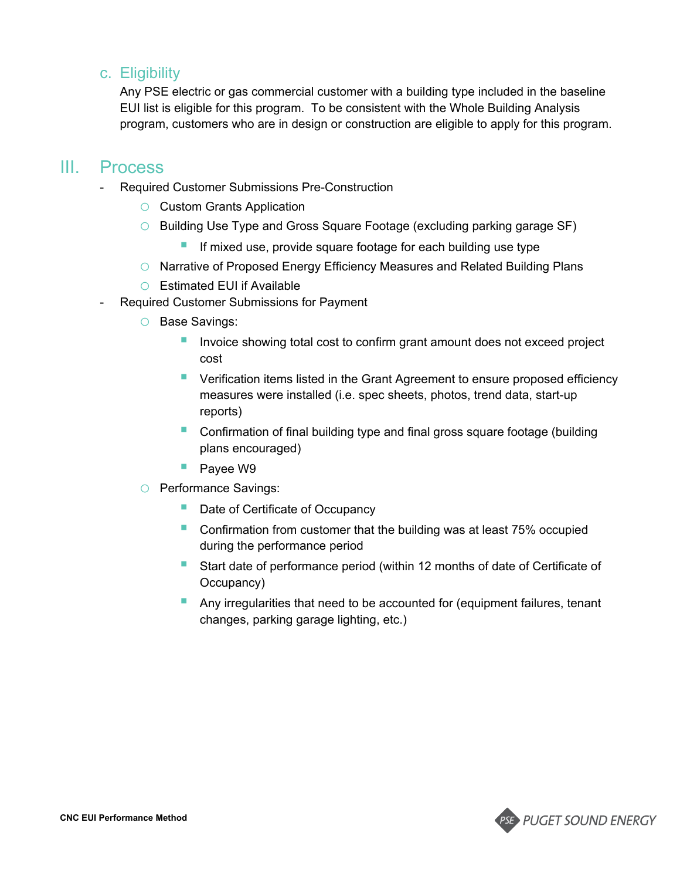### c. Eligibility

Any PSE electric or gas commercial customer with a building type included in the baseline EUI list is eligible for this program. To be consistent with the Whole Building Analysis program, customers who are in design or construction are eligible to apply for this program.

## III. Process

- Required Customer Submissions Pre-Construction
  - Custom Grants Application
  - Building Use Type and Gross Square Footage (excluding parking garage SF)
    - If mixed use, provide square footage for each building use type
  - Narrative of Proposed Energy Efficiency Measures and Related Building Plans
  - Estimated EUI if Available
- Required Customer Submissions for Payment
  - Base Savings:
    - Invoice showing total cost to confirm grant amount does not exceed project cost
    - Verification items listed in the Grant Agreement to ensure proposed efficiency measures were installed (i.e. spec sheets, photos, trend data, start-up reports)
    - Confirmation of final building type and final gross square footage (building plans encouraged)
    - Payee W9
  - Performance Savings:
    - Date of Certificate of Occupancy
    - Confirmation from customer that the building was at least 75% occupied during the performance period
    - Start date of performance period (within 12 months of date of Certificate of Occupancy)
    - Any irregularities that need to be accounted for (equipment failures, tenant changes, parking garage lighting, etc.)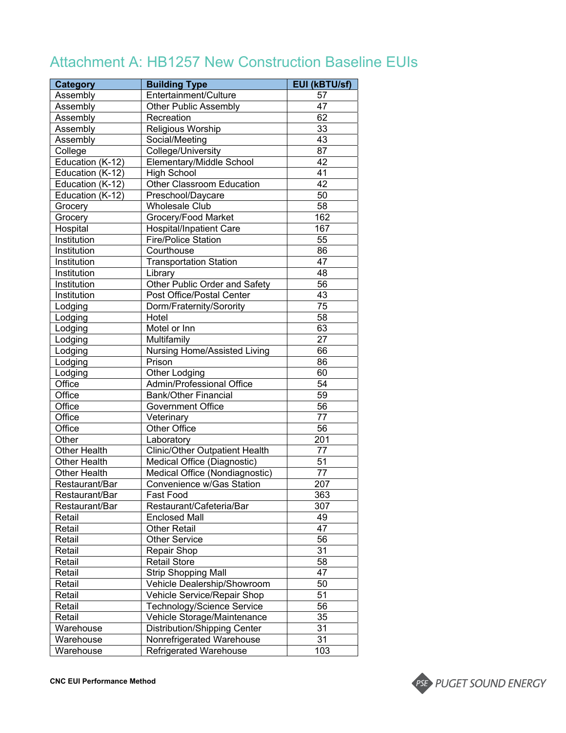# Attachment A: HB1257 New Construction Baseline EUIs

| Category | Building Type | EUI (kBTU/sf) |
|---|---|---|
| Assembly | Entertainment/Culture | 57 |
| Assembly | Other Public Assembly | 47 |
| Assembly | Recreation | 62 |
| Assembly | Religious Worship | 33 |
| Assembly | Social/Meeting | 43 |
| College | College/University | 87 |
| Education (K-12) | Elementary/Middle School | 42 |
| Education (K-12) | High School | 41 |
| Education (K-12) | Other Classroom Education | 42 |
| Education (K-12) | Preschool/Daycare | 50 |
| Grocery | Wholesale Club | 58 |
| Grocery | Grocery/Food Market | 162 |
| Hospital | Hospital/Inpatient Care | 167 |
| Institution | Fire/Police Station | 55 |
| Institution | Courthouse | 86 |
| Institution | Transportation Station | 47 |
| Institution | Library | 48 |
| Institution | Other Public Order and Safety | 56 |
| Institution | Post Office/Postal Center | 43 |
| Lodging | Dorm/Fraternity/Sorority | 75 |
| Lodging | Hotel | 58 |
| Lodging | Motel or Inn | 63 |
| Lodging | Multifamily | 27 |
| Lodging | Nursing Home/Assisted Living | 66 |
| Lodging | Prison | 86 |
| Lodging | Other Lodging | 60 |
| Office | Admin/Professional Office | 54 |
| Office | Bank/Other Financial | 59 |
| Office | Government Office | 56 |
| Office | Veterinary | 77 |
| Office | Other Office | 56 |
| Other | Laboratory | 201 |
| Other Health | Clinic/Other Outpatient Health | 77 |
| Other Health | Medical Office (Diagnostic) | 51 |
| Other Health | Medical Office (Nondiagnostic) | 77 |
| Restaurant/Bar | Convenience w/Gas Station | 207 |
| Restaurant/Bar | Fast Food | 363 |
| Restaurant/Bar | Restaurant/Cafeteria/Bar | 307 |
| Retail | Enclosed Mall | 49 |
| Retail | Other Retail | 47 |
| Retail | Other Service | 56 |
| Retail | Repair Shop | 31 |
| Retail | Retail Store | 58 |
| Retail | Strip Shopping Mall | 47 |
| Retail | Vehicle Dealership/Showroom | 50 |
| Retail | Vehicle Service/Repair Shop | 51 |
| Retail | Technology/Science Service | 56 |
| Retail | Vehicle Storage/Maintenance | 35 |
| Warehouse | Distribution/Shipping Center | 31 |
| Warehouse | Nonrefrigerated Warehouse | 31 |
| Warehouse | Refrigerated Warehouse | 103 |